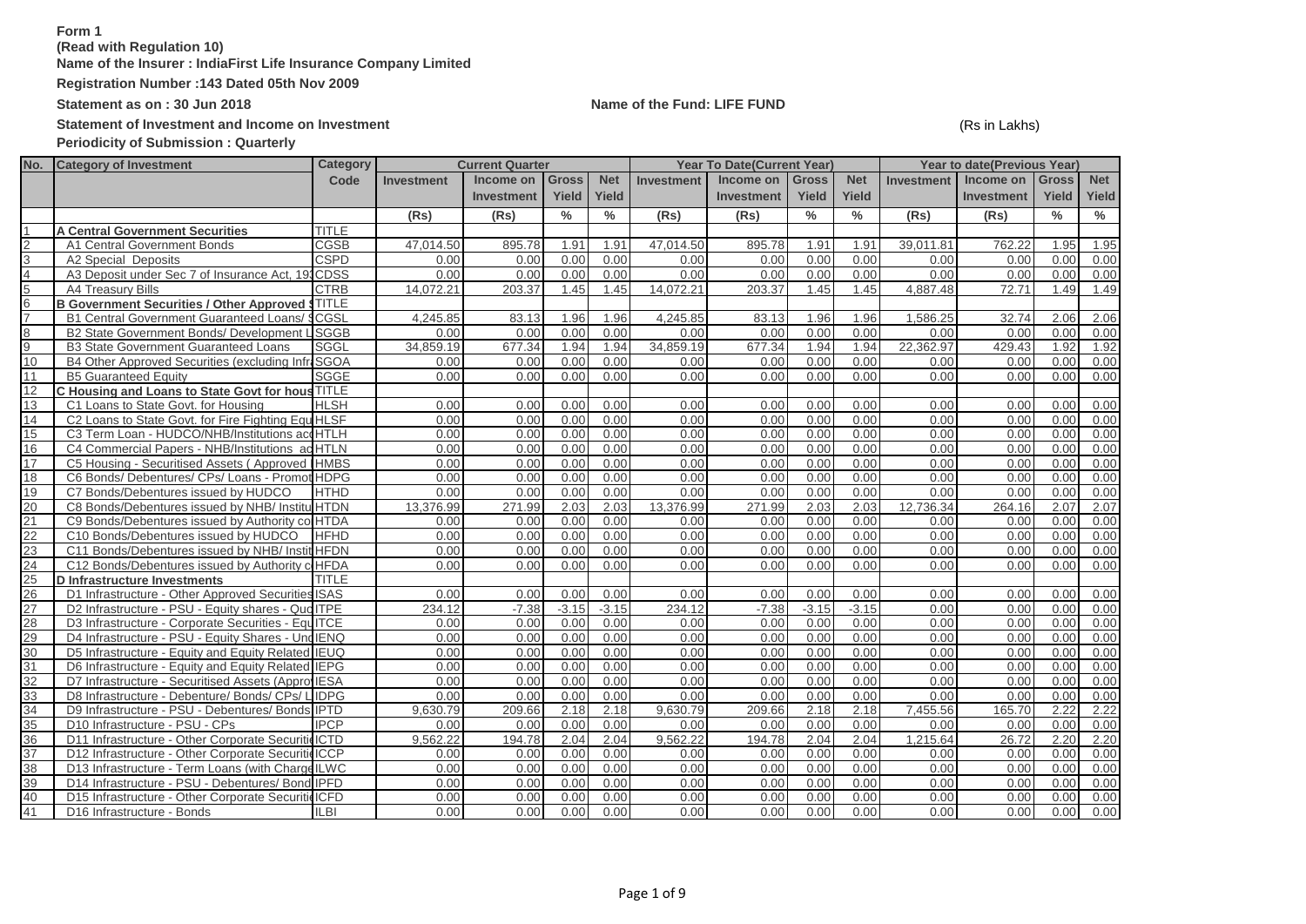**Form 1**

**(Read with Regulation 10)**

**Name of the Insurer : IndiaFirst Life Insurance Company Limited**

**Registration Number :143 Dated 05th Nov 2009**

**Statement as on : 30 Jun 2018**

**Name of the Fund: LIFE FUND**

**Statement of Investment and Income on Investment**

(Rs in Lakhs)

**Periodicity of Submission : Quarterly**

| No. | Category of Investment | Category Code | Current Quarter | | | | Year To Date(Current Year) | | | | Year to date(Previous Year) | | | |
|---|---|---|---|---|---|---|---|---|---|---|---|---|---|---|
| | | | Investment | Income on Investment | Gross Yield | Net Yield | Investment | Income on Investment | Gross Yield | Net Yield | Investment | Income on Investment | Gross Yield | Net Yield |
| | | | (Rs) | (Rs) | % | % | (Rs) | (Rs) | % | % | (Rs) | (Rs) | % | % |
| 1 | **A Central Government Securities** | TITLE | | | | | | | | | | | | |
| 2 | A1 Central Government Bonds | CGSB | 47,014.50 | 895.78 | 1.91 | 1.91 | 47,014.50 | 895.78 | 1.91 | 1.91 | 39,011.81 | 762.22 | 1.95 | 1.95 |
| 3 | A2 Special Deposits | CSPD | 0.00 | 0.00 | 0.00 | 0.00 | 0.00 | 0.00 | 0.00 | 0.00 | 0.00 | 0.00 | 0.00 | 0.00 |
| 4 | A3 Deposit under Sec 7 of Insurance Act, 19 | CDSS | 0.00 | 0.00 | 0.00 | 0.00 | 0.00 | 0.00 | 0.00 | 0.00 | 0.00 | 0.00 | 0.00 | 0.00 |
| 5 | A4 Treasury Bills | CTRB | 14,072.21 | 203.37 | 1.45 | 1.45 | 14,072.21 | 203.37 | 1.45 | 1.45 | 4,887.48 | 72.71 | 1.49 | 1.49 |
| 6 | **B Government Securities / Other Approved S** | TITLE | | | | | | | | | | | | |
| 7 | B1 Central Government Guaranteed Loans/ S | CGSL | 4,245.85 | 83.13 | 1.96 | 1.96 | 4,245.85 | 83.13 | 1.96 | 1.96 | 1,586.25 | 32.74 | 2.06 | 2.06 |
| 8 | B2 State Government Bonds/ Development L | SGGB | 0.00 | 0.00 | 0.00 | 0.00 | 0.00 | 0.00 | 0.00 | 0.00 | 0.00 | 0.00 | 0.00 | 0.00 |
| 9 | B3 State Government Guaranteed Loans | SGGL | 34,859.19 | 677.34 | 1.94 | 1.94 | 34,859.19 | 677.34 | 1.94 | 1.94 | 22,362.97 | 429.43 | 1.92 | 1.92 |
| 10 | B4 Other Approved Securities (excluding Infra | SGOA | 0.00 | 0.00 | 0.00 | 0.00 | 0.00 | 0.00 | 0.00 | 0.00 | 0.00 | 0.00 | 0.00 | 0.00 |
| 11 | B5 Guaranteed Equity | SGGE | 0.00 | 0.00 | 0.00 | 0.00 | 0.00 | 0.00 | 0.00 | 0.00 | 0.00 | 0.00 | 0.00 | 0.00 |
| 12 | **C Housing and Loans to State Govt for hous** | TITLE | | | | | | | | | | | | |
| 13 | C1 Loans to State Govt. for Housing | HLSH | 0.00 | 0.00 | 0.00 | 0.00 | 0.00 | 0.00 | 0.00 | 0.00 | 0.00 | 0.00 | 0.00 | 0.00 |
| 14 | C2 Loans to State Govt. for Fire Fighting Equ | HLSF | 0.00 | 0.00 | 0.00 | 0.00 | 0.00 | 0.00 | 0.00 | 0.00 | 0.00 | 0.00 | 0.00 | 0.00 |
| 15 | C3 Term Loan - HUDCO/NHB/Institutions acc | HTLH | 0.00 | 0.00 | 0.00 | 0.00 | 0.00 | 0.00 | 0.00 | 0.00 | 0.00 | 0.00 | 0.00 | 0.00 |
| 16 | C4 Commercial Papers - NHB/Institutions ac | HTLN | 0.00 | 0.00 | 0.00 | 0.00 | 0.00 | 0.00 | 0.00 | 0.00 | 0.00 | 0.00 | 0.00 | 0.00 |
| 17 | C5 Housing - Securitised Assets ( Approved | HMBS | 0.00 | 0.00 | 0.00 | 0.00 | 0.00 | 0.00 | 0.00 | 0.00 | 0.00 | 0.00 | 0.00 | 0.00 |
| 18 | C6 Bonds/ Debentures/ CPs/ Loans - Promot | HDPG | 0.00 | 0.00 | 0.00 | 0.00 | 0.00 | 0.00 | 0.00 | 0.00 | 0.00 | 0.00 | 0.00 | 0.00 |
| 19 | C7 Bonds/Debentures issued by HUDCO | HTHD | 0.00 | 0.00 | 0.00 | 0.00 | 0.00 | 0.00 | 0.00 | 0.00 | 0.00 | 0.00 | 0.00 | 0.00 |
| 20 | C8 Bonds/Debentures issued by NHB/ Institu | HTDN | 13,376.99 | 271.99 | 2.03 | 2.03 | 13,376.99 | 271.99 | 2.03 | 2.03 | 12,736.34 | 264.16 | 2.07 | 2.07 |
| 21 | C9 Bonds/Debentures issued by Authority co | HTDA | 0.00 | 0.00 | 0.00 | 0.00 | 0.00 | 0.00 | 0.00 | 0.00 | 0.00 | 0.00 | 0.00 | 0.00 |
| 22 | C10 Bonds/Debentures issued by HUDCO | HFHD | 0.00 | 0.00 | 0.00 | 0.00 | 0.00 | 0.00 | 0.00 | 0.00 | 0.00 | 0.00 | 0.00 | 0.00 |
| 23 | C11 Bonds/Debentures issued by NHB/ Instit | HFDN | 0.00 | 0.00 | 0.00 | 0.00 | 0.00 | 0.00 | 0.00 | 0.00 | 0.00 | 0.00 | 0.00 | 0.00 |
| 24 | C12 Bonds/Debentures issued by Authority c | HFDA | 0.00 | 0.00 | 0.00 | 0.00 | 0.00 | 0.00 | 0.00 | 0.00 | 0.00 | 0.00 | 0.00 | 0.00 |
| 25 | **D Infrastructure Investments** | TITLE | | | | | | | | | | | | |
| 26 | D1 Infrastructure - Other Approved Securities | ISAS | 0.00 | 0.00 | 0.00 | 0.00 | 0.00 | 0.00 | 0.00 | 0.00 | 0.00 | 0.00 | 0.00 | 0.00 |
| 27 | D2 Infrastructure - PSU - Equity shares - Quo | ITPE | 234.12 | -7.38 | -3.15 | -3.15 | 234.12 | -7.38 | -3.15 | -3.15 | 0.00 | 0.00 | 0.00 | 0.00 |
| 28 | D3 Infrastructure - Corporate Securities - Equ | ITCE | 0.00 | 0.00 | 0.00 | 0.00 | 0.00 | 0.00 | 0.00 | 0.00 | 0.00 | 0.00 | 0.00 | 0.00 |
| 29 | D4 Infrastructure - PSU - Equity Shares - Unq | IENQ | 0.00 | 0.00 | 0.00 | 0.00 | 0.00 | 0.00 | 0.00 | 0.00 | 0.00 | 0.00 | 0.00 | 0.00 |
| 30 | D5 Infrastructure - Equity and Equity Related | IEUQ | 0.00 | 0.00 | 0.00 | 0.00 | 0.00 | 0.00 | 0.00 | 0.00 | 0.00 | 0.00 | 0.00 | 0.00 |
| 31 | D6 Infrastructure - Equity and Equity Related | IEPG | 0.00 | 0.00 | 0.00 | 0.00 | 0.00 | 0.00 | 0.00 | 0.00 | 0.00 | 0.00 | 0.00 | 0.00 |
| 32 | D7 Infrastructure - Securitised Assets (Appro | IESA | 0.00 | 0.00 | 0.00 | 0.00 | 0.00 | 0.00 | 0.00 | 0.00 | 0.00 | 0.00 | 0.00 | 0.00 |
| 33 | D8 Infrastructure - Debenture/ Bonds/ CPs/ L | IDPG | 0.00 | 0.00 | 0.00 | 0.00 | 0.00 | 0.00 | 0.00 | 0.00 | 0.00 | 0.00 | 0.00 | 0.00 |
| 34 | D9 Infrastructure - PSU - Debentures/ Bonds | IPTD | 9,630.79 | 209.66 | 2.18 | 2.18 | 9,630.79 | 209.66 | 2.18 | 2.18 | 7,455.56 | 165.70 | 2.22 | 2.22 |
| 35 | D10 Infrastructure - PSU - CPs | IPCP | 0.00 | 0.00 | 0.00 | 0.00 | 0.00 | 0.00 | 0.00 | 0.00 | 0.00 | 0.00 | 0.00 | 0.00 |
| 36 | D11 Infrastructure - Other Corporate Securiti | ICTD | 9,562.22 | 194.78 | 2.04 | 2.04 | 9,562.22 | 194.78 | 2.04 | 2.04 | 1,215.64 | 26.72 | 2.20 | 2.20 |
| 37 | D12 Infrastructure - Other Corporate Securiti | ICCP | 0.00 | 0.00 | 0.00 | 0.00 | 0.00 | 0.00 | 0.00 | 0.00 | 0.00 | 0.00 | 0.00 | 0.00 |
| 38 | D13 Infrastructure - Term Loans (with Charge | ILWC | 0.00 | 0.00 | 0.00 | 0.00 | 0.00 | 0.00 | 0.00 | 0.00 | 0.00 | 0.00 | 0.00 | 0.00 |
| 39 | D14 Infrastructure - PSU - Debentures/ Bond | IPFD | 0.00 | 0.00 | 0.00 | 0.00 | 0.00 | 0.00 | 0.00 | 0.00 | 0.00 | 0.00 | 0.00 | 0.00 |
| 40 | D15 Infrastructure - Other Corporate Securiti | ICFD | 0.00 | 0.00 | 0.00 | 0.00 | 0.00 | 0.00 | 0.00 | 0.00 | 0.00 | 0.00 | 0.00 | 0.00 |
| 41 | D16 Infrastructure - Bonds | ILBI | 0.00 | 0.00 | 0.00 | 0.00 | 0.00 | 0.00 | 0.00 | 0.00 | 0.00 | 0.00 | 0.00 | 0.00 |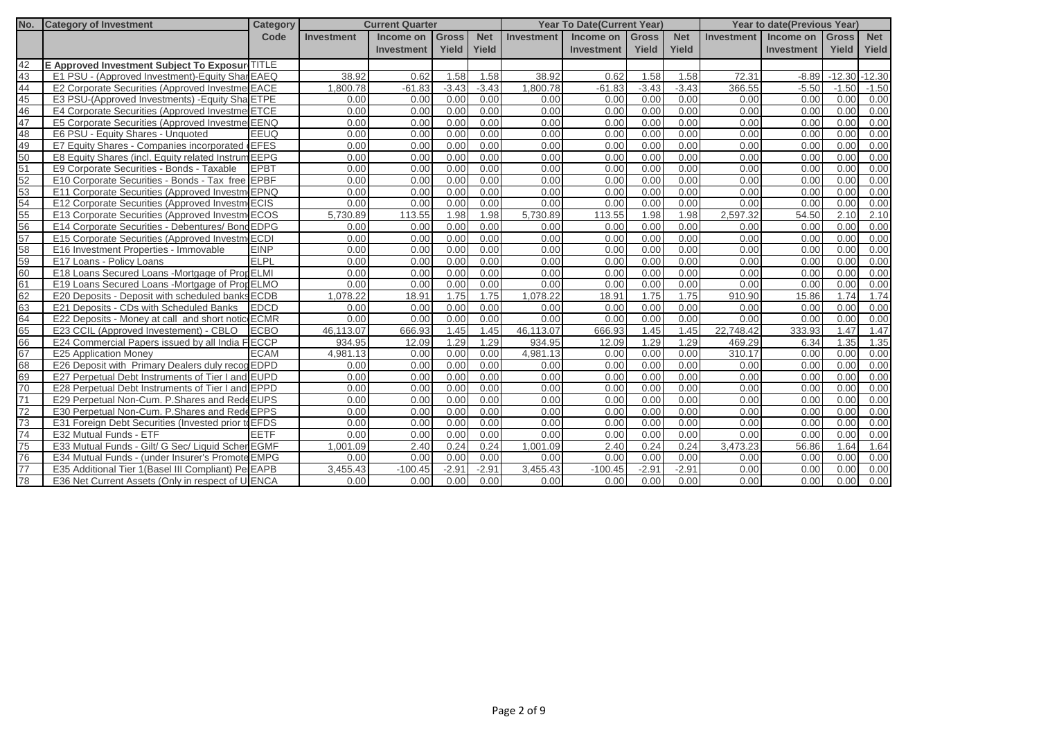| No. | Category of Investment | Category Code | Current Quarter | | | | Year To Date(Current Year) | | | | Year to date(Previous Year) | | | |
|---|---|---|---|---|---|---|---|---|---|---|---|---|---|---|
| | | | Investment | Income on Investment | Gross Yield | Net Yield | Investment | Income on Investment | Gross Yield | Net Yield | Investment | Income on Investment | Gross Yield | Net Yield |
| 42 | E Approved Investment Subject To Exposur | TITLE | | | | | | | | | | | | |
| 43 | E1 PSU - (Approved Investment)-Equity Shar | EAEQ | 38.92 | 0.62 | 1.58 | 1.58 | 38.92 | 0.62 | 1.58 | 1.58 | 72.31 | -8.89 | -12.30 | -12.30 |
| 44 | E2 Corporate Securities (Approved Investme | EACE | 1,800.78 | -61.83 | -3.43 | -3.43 | 1,800.78 | -61.83 | -3.43 | -3.43 | 366.55 | -5.50 | -1.50 | -1.50 |
| 45 | E3 PSU-(Approved Investments) -Equity Sha | ETPE | 0.00 | 0.00 | 0.00 | 0.00 | 0.00 | 0.00 | 0.00 | 0.00 | 0.00 | 0.00 | 0.00 | 0.00 |
| 46 | E4 Corporate Securities (Approved Investme | ETCE | 0.00 | 0.00 | 0.00 | 0.00 | 0.00 | 0.00 | 0.00 | 0.00 | 0.00 | 0.00 | 0.00 | 0.00 |
| 47 | E5 Corporate Securities (Approved Investme | EENQ | 0.00 | 0.00 | 0.00 | 0.00 | 0.00 | 0.00 | 0.00 | 0.00 | 0.00 | 0.00 | 0.00 | 0.00 |
| 48 | E6 PSU - Equity Shares - Unquoted | EEUQ | 0.00 | 0.00 | 0.00 | 0.00 | 0.00 | 0.00 | 0.00 | 0.00 | 0.00 | 0.00 | 0.00 | 0.00 |
| 49 | E7 Equity Shares - Companies incorporated | EFES | 0.00 | 0.00 | 0.00 | 0.00 | 0.00 | 0.00 | 0.00 | 0.00 | 0.00 | 0.00 | 0.00 | 0.00 |
| 50 | E8 Equity Shares (incl. Equity related Instrum | EEPG | 0.00 | 0.00 | 0.00 | 0.00 | 0.00 | 0.00 | 0.00 | 0.00 | 0.00 | 0.00 | 0.00 | 0.00 |
| 51 | E9 Corporate Securities - Bonds - Taxable | EPBT | 0.00 | 0.00 | 0.00 | 0.00 | 0.00 | 0.00 | 0.00 | 0.00 | 0.00 | 0.00 | 0.00 | 0.00 |
| 52 | E10 Corporate Securities - Bonds - Tax free | EPBF | 0.00 | 0.00 | 0.00 | 0.00 | 0.00 | 0.00 | 0.00 | 0.00 | 0.00 | 0.00 | 0.00 | 0.00 |
| 53 | E11 Corporate Securities (Approved Investm | EPNQ | 0.00 | 0.00 | 0.00 | 0.00 | 0.00 | 0.00 | 0.00 | 0.00 | 0.00 | 0.00 | 0.00 | 0.00 |
| 54 | E12 Corporate Securities (Approved Investm | ECIS | 0.00 | 0.00 | 0.00 | 0.00 | 0.00 | 0.00 | 0.00 | 0.00 | 0.00 | 0.00 | 0.00 | 0.00 |
| 55 | E13 Corporate Securities (Approved Investm | ECOS | 5,730.89 | 113.55 | 1.98 | 1.98 | 5,730.89 | 113.55 | 1.98 | 1.98 | 2,597.32 | 54.50 | 2.10 | 2.10 |
| 56 | E14 Corporate Securities - Debentures/ Bond | EDPG | 0.00 | 0.00 | 0.00 | 0.00 | 0.00 | 0.00 | 0.00 | 0.00 | 0.00 | 0.00 | 0.00 | 0.00 |
| 57 | E15 Corporate Securities (Approved Investm | ECDI | 0.00 | 0.00 | 0.00 | 0.00 | 0.00 | 0.00 | 0.00 | 0.00 | 0.00 | 0.00 | 0.00 | 0.00 |
| 58 | E16 Investment Properties - Immovable | EINP | 0.00 | 0.00 | 0.00 | 0.00 | 0.00 | 0.00 | 0.00 | 0.00 | 0.00 | 0.00 | 0.00 | 0.00 |
| 59 | E17 Loans - Policy Loans | ELPL | 0.00 | 0.00 | 0.00 | 0.00 | 0.00 | 0.00 | 0.00 | 0.00 | 0.00 | 0.00 | 0.00 | 0.00 |
| 60 | E18 Loans Secured Loans -Mortgage of Prop | ELMI | 0.00 | 0.00 | 0.00 | 0.00 | 0.00 | 0.00 | 0.00 | 0.00 | 0.00 | 0.00 | 0.00 | 0.00 |
| 61 | E19 Loans Secured Loans -Mortgage of Prop | ELMO | 0.00 | 0.00 | 0.00 | 0.00 | 0.00 | 0.00 | 0.00 | 0.00 | 0.00 | 0.00 | 0.00 | 0.00 |
| 62 | E20 Deposits - Deposit with scheduled banks | ECDB | 1,078.22 | 18.91 | 1.75 | 1.75 | 1,078.22 | 18.91 | 1.75 | 1.75 | 910.90 | 15.86 | 1.74 | 1.74 |
| 63 | E21 Deposits - CDs with Scheduled Banks | EDCD | 0.00 | 0.00 | 0.00 | 0.00 | 0.00 | 0.00 | 0.00 | 0.00 | 0.00 | 0.00 | 0.00 | 0.00 |
| 64 | E22 Deposits - Money at call and short notic | ECMR | 0.00 | 0.00 | 0.00 | 0.00 | 0.00 | 0.00 | 0.00 | 0.00 | 0.00 | 0.00 | 0.00 | 0.00 |
| 65 | E23 CCIL (Approved Investement) - CBLO | ECBO | 46,113.07 | 666.93 | 1.45 | 1.45 | 46,113.07 | 666.93 | 1.45 | 1.45 | 22,748.42 | 333.93 | 1.47 | 1.47 |
| 66 | E24 Commercial Papers issued by all India F | ECCP | 934.95 | 12.09 | 1.29 | 1.29 | 934.95 | 12.09 | 1.29 | 1.29 | 469.29 | 6.34 | 1.35 | 1.35 |
| 67 | E25 Application Money | ECAM | 4,981.13 | 0.00 | 0.00 | 0.00 | 4,981.13 | 0.00 | 0.00 | 0.00 | 310.17 | 0.00 | 0.00 | 0.00 |
| 68 | E26 Deposit with Primary Dealers duly recog | EDPD | 0.00 | 0.00 | 0.00 | 0.00 | 0.00 | 0.00 | 0.00 | 0.00 | 0.00 | 0.00 | 0.00 | 0.00 |
| 69 | E27 Perpetual Debt Instruments of Tier I and | EUPD | 0.00 | 0.00 | 0.00 | 0.00 | 0.00 | 0.00 | 0.00 | 0.00 | 0.00 | 0.00 | 0.00 | 0.00 |
| 70 | E28 Perpetual Debt Instruments of Tier I and | EPPD | 0.00 | 0.00 | 0.00 | 0.00 | 0.00 | 0.00 | 0.00 | 0.00 | 0.00 | 0.00 | 0.00 | 0.00 |
| 71 | E29 Perpetual Non-Cum. P.Shares and Rede | EUPS | 0.00 | 0.00 | 0.00 | 0.00 | 0.00 | 0.00 | 0.00 | 0.00 | 0.00 | 0.00 | 0.00 | 0.00 |
| 72 | E30 Perpetual Non-Cum. P.Shares and Rede | EPPS | 0.00 | 0.00 | 0.00 | 0.00 | 0.00 | 0.00 | 0.00 | 0.00 | 0.00 | 0.00 | 0.00 | 0.00 |
| 73 | E31 Foreign Debt Securities (Invested prior to | EFDS | 0.00 | 0.00 | 0.00 | 0.00 | 0.00 | 0.00 | 0.00 | 0.00 | 0.00 | 0.00 | 0.00 | 0.00 |
| 74 | E32 Mutual Funds - ETF | EETF | 0.00 | 0.00 | 0.00 | 0.00 | 0.00 | 0.00 | 0.00 | 0.00 | 0.00 | 0.00 | 0.00 | 0.00 |
| 75 | E33 Mutual Funds - Gilt/ G Sec/ Liquid Schen | EGMF | 1,001.09 | 2.40 | 0.24 | 0.24 | 1,001.09 | 2.40 | 0.24 | 0.24 | 3,473.23 | 56.86 | 1.64 | 1.64 |
| 76 | E34 Mutual Funds - (under Insurer's Promote | EMPG | 0.00 | 0.00 | 0.00 | 0.00 | 0.00 | 0.00 | 0.00 | 0.00 | 0.00 | 0.00 | 0.00 | 0.00 |
| 77 | E35 Additional Tier 1(Basel III Compliant) Pe | EAPB | 3,455.43 | -100.45 | -2.91 | -2.91 | 3,455.43 | -100.45 | -2.91 | -2.91 | 0.00 | 0.00 | 0.00 | 0.00 |
| 78 | E36 Net Current Assets (Only in respect of U | ENCA | 0.00 | 0.00 | 0.00 | 0.00 | 0.00 | 0.00 | 0.00 | 0.00 | 0.00 | 0.00 | 0.00 | 0.00 |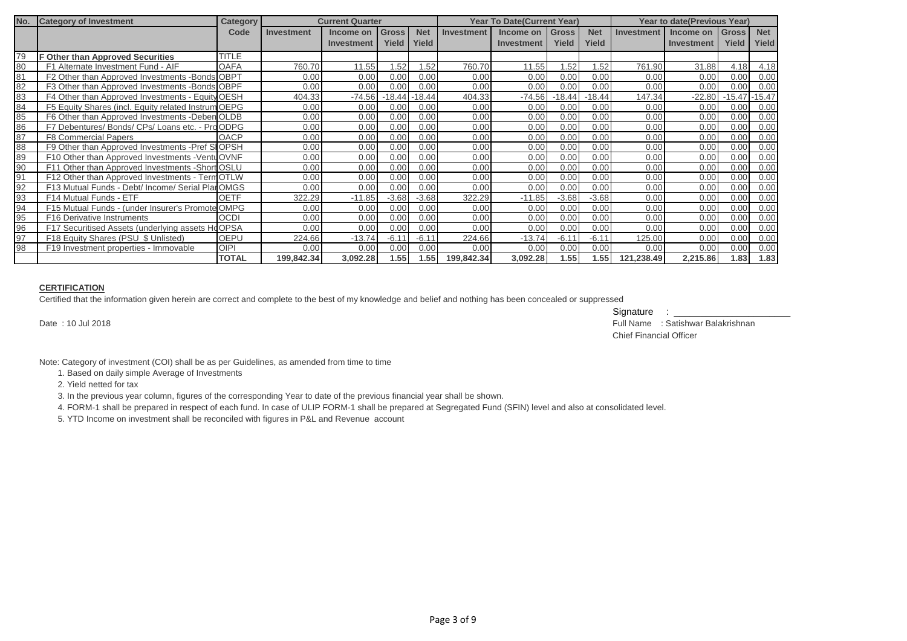| No. | Category of Investment | Category Code | Current Quarter | | | | Year To Date(Current Year) | | | | Year to date(Previous Year) | | | |
|---|---|---|---|---|---|---|---|---|---|---|---|---|---|---|
| | | | Investment | Income on Investment | Gross Yield | Net Yield | Investment | Income on Investment | Gross Yield | Net Yield | Investment | Income on Investment | Gross Yield | Net Yield |
| 79 | F Other than Approved Securities | TITLE | | | | | | | | | | | | |
| 80 | F1 Alternate Investment Fund - AIF | OAFA | 760.70 | 11.55 | 1.52 | 1.52 | 760.70 | 11.55 | 1.52 | 1.52 | 761.90 | 31.88 | 4.18 | 4.18 |
| 81 | F2 Other than Approved Investments -Bonds | OBPT | 0.00 | 0.00 | 0.00 | 0.00 | 0.00 | 0.00 | 0.00 | 0.00 | 0.00 | 0.00 | 0.00 | 0.00 |
| 82 | F3 Other than Approved Investments -Bonds | OBPF | 0.00 | 0.00 | 0.00 | 0.00 | 0.00 | 0.00 | 0.00 | 0.00 | 0.00 | 0.00 | 0.00 | 0.00 |
| 83 | F4 Other than Approved Investments - Equity | OESH | 404.33 | -74.56 | -18.44 | -18.44 | 404.33 | -74.56 | -18.44 | -18.44 | 147.34 | -22.80 | -15.47 | -15.47 |
| 84 | F5 Equity Shares (incl. Equity related Instrum | OEPG | 0.00 | 0.00 | 0.00 | 0.00 | 0.00 | 0.00 | 0.00 | 0.00 | 0.00 | 0.00 | 0.00 | 0.00 |
| 85 | F6 Other than Approved Investments -Deben | OLDB | 0.00 | 0.00 | 0.00 | 0.00 | 0.00 | 0.00 | 0.00 | 0.00 | 0.00 | 0.00 | 0.00 | 0.00 |
| 86 | F7 Debentures/ Bonds/ CPs/ Loans etc. - Pro | ODPG | 0.00 | 0.00 | 0.00 | 0.00 | 0.00 | 0.00 | 0.00 | 0.00 | 0.00 | 0.00 | 0.00 | 0.00 |
| 87 | F8 Commercial Papers | OACP | 0.00 | 0.00 | 0.00 | 0.00 | 0.00 | 0.00 | 0.00 | 0.00 | 0.00 | 0.00 | 0.00 | 0.00 |
| 88 | F9 Other than Approved Investments -Pref S | OPSH | 0.00 | 0.00 | 0.00 | 0.00 | 0.00 | 0.00 | 0.00 | 0.00 | 0.00 | 0.00 | 0.00 | 0.00 |
| 89 | F10 Other than Approved Investments -Ventu | OVNF | 0.00 | 0.00 | 0.00 | 0.00 | 0.00 | 0.00 | 0.00 | 0.00 | 0.00 | 0.00 | 0.00 | 0.00 |
| 90 | F11 Other than Approved Investments -Short | OSLU | 0.00 | 0.00 | 0.00 | 0.00 | 0.00 | 0.00 | 0.00 | 0.00 | 0.00 | 0.00 | 0.00 | 0.00 |
| 91 | F12 Other than Approved Investments - Term | OTLW | 0.00 | 0.00 | 0.00 | 0.00 | 0.00 | 0.00 | 0.00 | 0.00 | 0.00 | 0.00 | 0.00 | 0.00 |
| 92 | F13 Mutual Funds - Debt/ Income/ Serial Plan | OMGS | 0.00 | 0.00 | 0.00 | 0.00 | 0.00 | 0.00 | 0.00 | 0.00 | 0.00 | 0.00 | 0.00 | 0.00 |
| 93 | F14 Mutual Funds - ETF | OETF | 322.29 | -11.85 | -3.68 | -3.68 | 322.29 | -11.85 | -3.68 | -3.68 | 0.00 | 0.00 | 0.00 | 0.00 |
| 94 | F15 Mutual Funds - (under Insurer's Promote | OMPG | 0.00 | 0.00 | 0.00 | 0.00 | 0.00 | 0.00 | 0.00 | 0.00 | 0.00 | 0.00 | 0.00 | 0.00 |
| 95 | F16 Derivative Instruments | OCDI | 0.00 | 0.00 | 0.00 | 0.00 | 0.00 | 0.00 | 0.00 | 0.00 | 0.00 | 0.00 | 0.00 | 0.00 |
| 96 | F17 Securitised Assets (underlying assets Ho | OPSA | 0.00 | 0.00 | 0.00 | 0.00 | 0.00 | 0.00 | 0.00 | 0.00 | 0.00 | 0.00 | 0.00 | 0.00 |
| 97 | F18 Equity Shares (PSU $ Unlisted) | OEPU | 224.66 | -13.74 | -6.11 | -6.11 | 224.66 | -13.74 | -6.11 | -6.11 | 125.00 | 0.00 | 0.00 | 0.00 |
| 98 | F19 Investment properties - Immovable | OIPI | 0.00 | 0.00 | 0.00 | 0.00 | 0.00 | 0.00 | 0.00 | 0.00 | 0.00 | 0.00 | 0.00 | 0.00 |
| | | **TOTAL** | **199,842.34** | **3,092.28** | **1.55** | **1.55** | **199,842.34** | **3,092.28** | **1.55** | **1.55** | **121,238.49** | **2,215.86** | **1.83** | **1.83** |

**CERTIFICATION**

Certified that the information given herein are correct and complete to the best of my knowledge and belief and nothing has been concealed or suppressed

Signature : ______________________

Date : 10 Jul 2018

Full Name : Satishwar Balakrishnan

Chief Financial Officer

Note: Category of investment (COI) shall be as per Guidelines, as amended from time to time

1. Based on daily simple Average of Investments
2. Yield netted for tax
3. In the previous year column, figures of the corresponding Year to date of the previous financial year shall be shown.
4. FORM-1 shall be prepared in respect of each fund. In case of ULIP FORM-1 shall be prepared at Segregated Fund (SFIN) level and also at consolidated level.
5. YTD Income on investment shall be reconciled with figures in P&L and Revenue account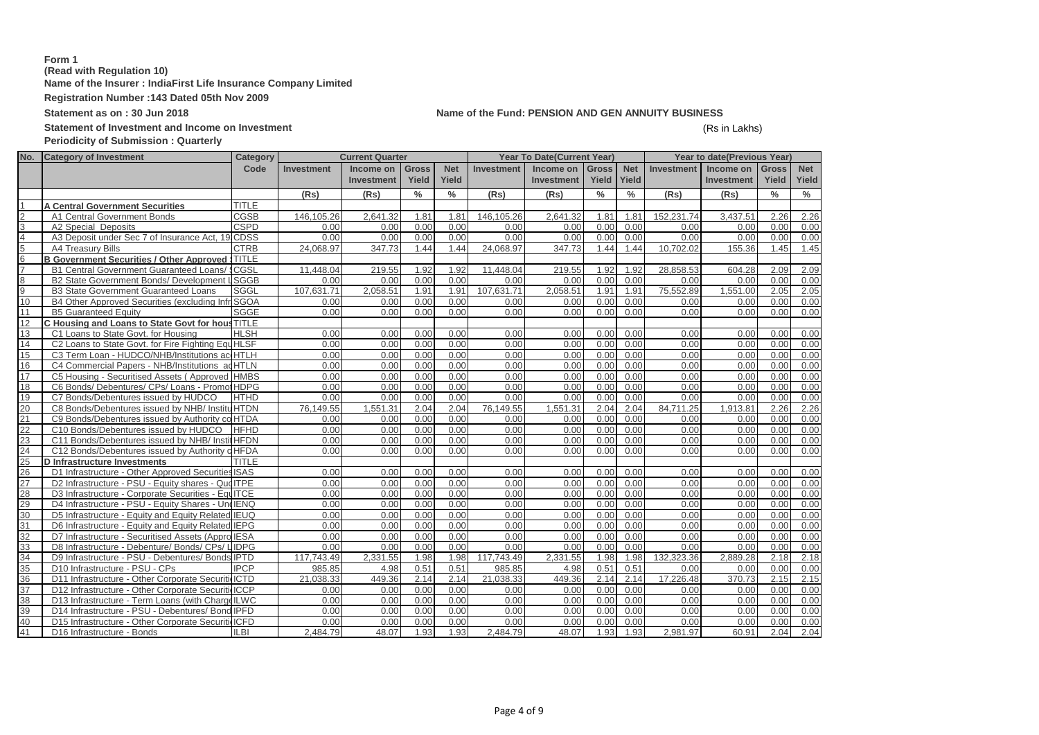**Form 1**
**(Read with Regulation 10)**
**Name of the Insurer : IndiaFirst Life Insurance Company Limited**
**Registration Number :143 Dated 05th Nov 2009**

**Statement as on : 30 Jun 2018**

**Name of the Fund: PENSION AND GEN ANNUITY BUSINESS**

**Statement of Investment and Income on Investment**

(Rs in Lakhs)

**Periodicity of Submission : Quarterly**

| No. | Category of Investment | Category Code | Current Quarter | | | | Year To Date(Current Year) | | | | Year to date(Previous Year) | | | |
|---|---|---|---|---|---|---|---|---|---|---|---|---|---|---|
| | | | Investment | Income on Investment | Gross Yield | Net Yield | Investment | Income on Investment | Gross Yield | Net Yield | Investment | Income on Investment | Gross Yield | Net Yield |
| | | | (Rs) | (Rs) | % | % | (Rs) | (Rs) | % | % | (Rs) | (Rs) | % | % |
| 1 | **A Central Government Securities** | TITLE | | | | | | | | | | | | |
| 2 | A1 Central Government Bonds | CGSB | 146,105.26 | 2,641.32 | 1.81 | 1.81 | 146,105.26 | 2,641.32 | 1.81 | 1.81 | 152,231.74 | 3,437.51 | 2.26 | 2.26 |
| 3 | A2 Special Deposits | CSPD | 0.00 | 0.00 | 0.00 | 0.00 | 0.00 | 0.00 | 0.00 | 0.00 | 0.00 | 0.00 | 0.00 | 0.00 |
| 4 | A3 Deposit under Sec 7 of Insurance Act, 19 | CDSS | 0.00 | 0.00 | 0.00 | 0.00 | 0.00 | 0.00 | 0.00 | 0.00 | 0.00 | 0.00 | 0.00 | 0.00 |
| 5 | A4 Treasury Bills | CTRB | 24,068.97 | 347.73 | 1.44 | 1.44 | 24,068.97 | 347.73 | 1.44 | 1.44 | 10,702.02 | 155.36 | 1.45 | 1.45 |
| 6 | **B Government Securities / Other Approved** | TITLE | | | | | | | | | | | | |
| 7 | B1 Central Government Guaranteed Loans/ | CGSL | 11,448.04 | 219.55 | 1.92 | 1.92 | 11,448.04 | 219.55 | 1.92 | 1.92 | 28,858.53 | 604.28 | 2.09 | 2.09 |
| 8 | B2 State Government Bonds/ Development L | SGGB | 0.00 | 0.00 | 0.00 | 0.00 | 0.00 | 0.00 | 0.00 | 0.00 | 0.00 | 0.00 | 0.00 | 0.00 |
| 9 | B3 State Government Guaranteed Loans | SGGL | 107,631.71 | 2,058.51 | 1.91 | 1.91 | 107,631.71 | 2,058.51 | 1.91 | 1.91 | 75,552.89 | 1,551.00 | 2.05 | 2.05 |
| 10 | B4 Other Approved Securities (excluding Infr | SGOA | 0.00 | 0.00 | 0.00 | 0.00 | 0.00 | 0.00 | 0.00 | 0.00 | 0.00 | 0.00 | 0.00 | 0.00 |
| 11 | B5 Guaranteed Equity | SGGE | 0.00 | 0.00 | 0.00 | 0.00 | 0.00 | 0.00 | 0.00 | 0.00 | 0.00 | 0.00 | 0.00 | 0.00 |
| 12 | **C Housing and Loans to State Govt for hous** | TITLE | | | | | | | | | | | | |
| 13 | C1 Loans to State Govt. for Housing | HLSH | 0.00 | 0.00 | 0.00 | 0.00 | 0.00 | 0.00 | 0.00 | 0.00 | 0.00 | 0.00 | 0.00 | 0.00 |
| 14 | C2 Loans to State Govt. for Fire Fighting Equ | HLSF | 0.00 | 0.00 | 0.00 | 0.00 | 0.00 | 0.00 | 0.00 | 0.00 | 0.00 | 0.00 | 0.00 | 0.00 |
| 15 | C3 Term Loan - HUDCO/NHB/Institutions ac | HTLH | 0.00 | 0.00 | 0.00 | 0.00 | 0.00 | 0.00 | 0.00 | 0.00 | 0.00 | 0.00 | 0.00 | 0.00 |
| 16 | C4 Commercial Papers - NHB/Institutions ac | HTLN | 0.00 | 0.00 | 0.00 | 0.00 | 0.00 | 0.00 | 0.00 | 0.00 | 0.00 | 0.00 | 0.00 | 0.00 |
| 17 | C5 Housing - Securitised Assets ( Approved | HMBS | 0.00 | 0.00 | 0.00 | 0.00 | 0.00 | 0.00 | 0.00 | 0.00 | 0.00 | 0.00 | 0.00 | 0.00 |
| 18 | C6 Bonds/ Debentures/ CPs/ Loans - Promot | HDPG | 0.00 | 0.00 | 0.00 | 0.00 | 0.00 | 0.00 | 0.00 | 0.00 | 0.00 | 0.00 | 0.00 | 0.00 |
| 19 | C7 Bonds/Debentures issued by HUDCO | HTHD | 0.00 | 0.00 | 0.00 | 0.00 | 0.00 | 0.00 | 0.00 | 0.00 | 0.00 | 0.00 | 0.00 | 0.00 |
| 20 | C8 Bonds/Debentures issued by NHB/ Institu | HTDN | 76,149.55 | 1,551.31 | 2.04 | 2.04 | 76,149.55 | 1,551.31 | 2.04 | 2.04 | 84,711.25 | 1,913.81 | 2.26 | 2.26 |
| 21 | C9 Bonds/Debentures issued by Authority co | HTDA | 0.00 | 0.00 | 0.00 | 0.00 | 0.00 | 0.00 | 0.00 | 0.00 | 0.00 | 0.00 | 0.00 | 0.00 |
| 22 | C10 Bonds/Debentures issued by HUDCO | HFHD | 0.00 | 0.00 | 0.00 | 0.00 | 0.00 | 0.00 | 0.00 | 0.00 | 0.00 | 0.00 | 0.00 | 0.00 |
| 23 | C11 Bonds/Debentures issued by NHB/ Instit | HFDN | 0.00 | 0.00 | 0.00 | 0.00 | 0.00 | 0.00 | 0.00 | 0.00 | 0.00 | 0.00 | 0.00 | 0.00 |
| 24 | C12 Bonds/Debentures issued by Authority c | HFDA | 0.00 | 0.00 | 0.00 | 0.00 | 0.00 | 0.00 | 0.00 | 0.00 | 0.00 | 0.00 | 0.00 | 0.00 |
| 25 | **D Infrastructure Investments** | TITLE | | | | | | | | | | | | |
| 26 | D1 Infrastructure - Other Approved Securities | ISAS | 0.00 | 0.00 | 0.00 | 0.00 | 0.00 | 0.00 | 0.00 | 0.00 | 0.00 | 0.00 | 0.00 | 0.00 |
| 27 | D2 Infrastructure - PSU - Equity shares - Quo | ITPE | 0.00 | 0.00 | 0.00 | 0.00 | 0.00 | 0.00 | 0.00 | 0.00 | 0.00 | 0.00 | 0.00 | 0.00 |
| 28 | D3 Infrastructure - Corporate Securities - Equ | ITCE | 0.00 | 0.00 | 0.00 | 0.00 | 0.00 | 0.00 | 0.00 | 0.00 | 0.00 | 0.00 | 0.00 | 0.00 |
| 29 | D4 Infrastructure - PSU - Equity Shares - Und | IENQ | 0.00 | 0.00 | 0.00 | 0.00 | 0.00 | 0.00 | 0.00 | 0.00 | 0.00 | 0.00 | 0.00 | 0.00 |
| 30 | D5 Infrastructure - Equity and Equity Related | IEUQ | 0.00 | 0.00 | 0.00 | 0.00 | 0.00 | 0.00 | 0.00 | 0.00 | 0.00 | 0.00 | 0.00 | 0.00 |
| 31 | D6 Infrastructure - Equity and Equity Related | IEPG | 0.00 | 0.00 | 0.00 | 0.00 | 0.00 | 0.00 | 0.00 | 0.00 | 0.00 | 0.00 | 0.00 | 0.00 |
| 32 | D7 Infrastructure - Securitised Assets (Appro | IESA | 0.00 | 0.00 | 0.00 | 0.00 | 0.00 | 0.00 | 0.00 | 0.00 | 0.00 | 0.00 | 0.00 | 0.00 |
| 33 | D8 Infrastructure - Debenture/ Bonds/ CPs/ L | IDPG | 0.00 | 0.00 | 0.00 | 0.00 | 0.00 | 0.00 | 0.00 | 0.00 | 0.00 | 0.00 | 0.00 | 0.00 |
| 34 | D9 Infrastructure - PSU - Debentures/ Bonds | IPTD | 117,743.49 | 2,331.55 | 1.98 | 1.98 | 117,743.49 | 2,331.55 | 1.98 | 1.98 | 132,323.36 | 2,889.28 | 2.18 | 2.18 |
| 35 | D10 Infrastructure - PSU - CPs | IPCP | 985.85 | 4.98 | 0.51 | 0.51 | 985.85 | 4.98 | 0.51 | 0.51 | 0.00 | 0.00 | 0.00 | 0.00 |
| 36 | D11 Infrastructure - Other Corporate Securiti | ICTD | 21,038.33 | 449.36 | 2.14 | 2.14 | 21,038.33 | 449.36 | 2.14 | 2.14 | 17,226.48 | 370.73 | 2.15 | 2.15 |
| 37 | D12 Infrastructure - Other Corporate Securiti | ICCP | 0.00 | 0.00 | 0.00 | 0.00 | 0.00 | 0.00 | 0.00 | 0.00 | 0.00 | 0.00 | 0.00 | 0.00 |
| 38 | D13 Infrastructure - Term Loans (with Charge | ILWC | 0.00 | 0.00 | 0.00 | 0.00 | 0.00 | 0.00 | 0.00 | 0.00 | 0.00 | 0.00 | 0.00 | 0.00 |
| 39 | D14 Infrastructure - PSU - Debentures/ Bond | IPFD | 0.00 | 0.00 | 0.00 | 0.00 | 0.00 | 0.00 | 0.00 | 0.00 | 0.00 | 0.00 | 0.00 | 0.00 |
| 40 | D15 Infrastructure - Other Corporate Securiti | ICFD | 0.00 | 0.00 | 0.00 | 0.00 | 0.00 | 0.00 | 0.00 | 0.00 | 0.00 | 0.00 | 0.00 | 0.00 |
| 41 | D16 Infrastructure - Bonds | ILBI | 2,484.79 | 48.07 | 1.93 | 1.93 | 2,484.79 | 48.07 | 1.93 | 1.93 | 2,981.97 | 60.91 | 2.04 | 2.04 |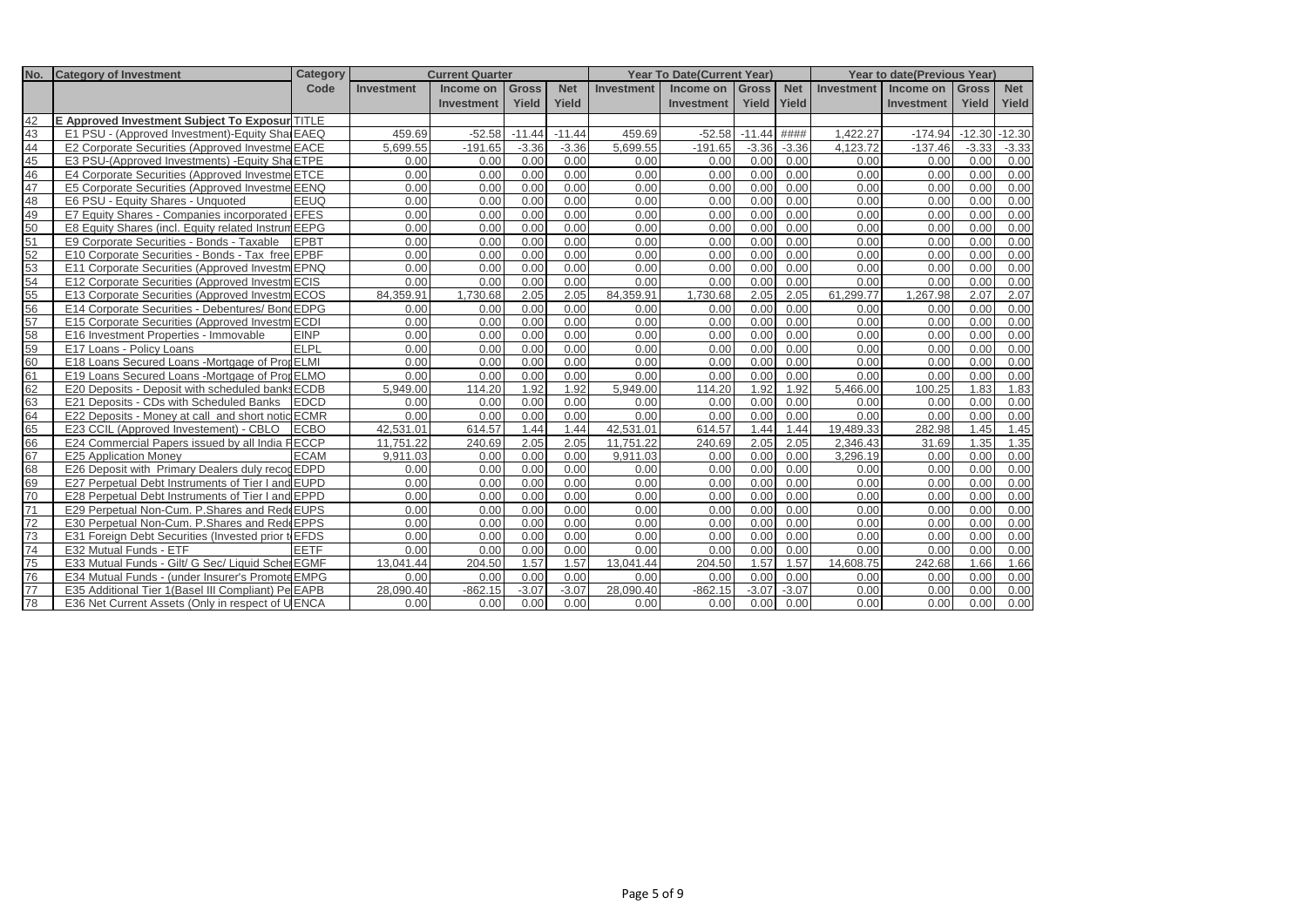| No. | Category of Investment | Category Code | Current Quarter | | | | Year To Date(Current Year) | | | | Year to date(Previous Year) | | | |
|---|---|---|---|---|---|---|---|---|---|---|---|---|---|---|
| | | | Investment | Income on Investment | Gross Yield | Net Yield | Investment | Income on Investment | Gross Yield | Net Yield | Investment | Income on Investment | Gross Yield | Net Yield |
| 42 | E Approved Investment Subject To Exposur | TITLE | | | | | | | | | | | | |
| 43 | E1 PSU - (Approved Investment)-Equity Sha | EAEQ | 459.69 | -52.58 | -11.44 | -11.44 | 459.69 | -52.58 | -11.44 | #### | 1,422.27 | -174.94 | -12.30 | -12.30 |
| 44 | E2 Corporate Securities (Approved Investme | EACE | 5,699.55 | -191.65 | -3.36 | -3.36 | 5,699.55 | -191.65 | -3.36 | -3.36 | 4,123.72 | -137.46 | -3.33 | -3.33 |
| 45 | E3 PSU-(Approved Investments) -Equity Sha | ETPE | 0.00 | 0.00 | 0.00 | 0.00 | 0.00 | 0.00 | 0.00 | 0.00 | 0.00 | 0.00 | 0.00 | 0.00 |
| 46 | E4 Corporate Securities (Approved Investme | ETCE | 0.00 | 0.00 | 0.00 | 0.00 | 0.00 | 0.00 | 0.00 | 0.00 | 0.00 | 0.00 | 0.00 | 0.00 |
| 47 | E5 Corporate Securities (Approved Investme | EENQ | 0.00 | 0.00 | 0.00 | 0.00 | 0.00 | 0.00 | 0.00 | 0.00 | 0.00 | 0.00 | 0.00 | 0.00 |
| 48 | E6 PSU - Equity Shares - Unquoted | EEUQ | 0.00 | 0.00 | 0.00 | 0.00 | 0.00 | 0.00 | 0.00 | 0.00 | 0.00 | 0.00 | 0.00 | 0.00 |
| 49 | E7 Equity Shares - Companies incorporated | EFES | 0.00 | 0.00 | 0.00 | 0.00 | 0.00 | 0.00 | 0.00 | 0.00 | 0.00 | 0.00 | 0.00 | 0.00 |
| 50 | E8 Equity Shares (incl. Equity related Instrum | EEPG | 0.00 | 0.00 | 0.00 | 0.00 | 0.00 | 0.00 | 0.00 | 0.00 | 0.00 | 0.00 | 0.00 | 0.00 |
| 51 | E9 Corporate Securities - Bonds - Taxable | EPBT | 0.00 | 0.00 | 0.00 | 0.00 | 0.00 | 0.00 | 0.00 | 0.00 | 0.00 | 0.00 | 0.00 | 0.00 |
| 52 | E10 Corporate Securities - Bonds - Tax free | EPBF | 0.00 | 0.00 | 0.00 | 0.00 | 0.00 | 0.00 | 0.00 | 0.00 | 0.00 | 0.00 | 0.00 | 0.00 |
| 53 | E11 Corporate Securities (Approved Investm | EPNQ | 0.00 | 0.00 | 0.00 | 0.00 | 0.00 | 0.00 | 0.00 | 0.00 | 0.00 | 0.00 | 0.00 | 0.00 |
| 54 | E12 Corporate Securities (Approved Investm | ECIS | 0.00 | 0.00 | 0.00 | 0.00 | 0.00 | 0.00 | 0.00 | 0.00 | 0.00 | 0.00 | 0.00 | 0.00 |
| 55 | E13 Corporate Securities (Approved Investm | ECOS | 84,359.91 | 1,730.68 | 2.05 | 2.05 | 84,359.91 | 1,730.68 | 2.05 | 2.05 | 61,299.77 | 1,267.98 | 2.07 | 2.07 |
| 56 | E14 Corporate Securities - Debentures/ Bond | EDPG | 0.00 | 0.00 | 0.00 | 0.00 | 0.00 | 0.00 | 0.00 | 0.00 | 0.00 | 0.00 | 0.00 | 0.00 |
| 57 | E15 Corporate Securities (Approved Investm | ECDI | 0.00 | 0.00 | 0.00 | 0.00 | 0.00 | 0.00 | 0.00 | 0.00 | 0.00 | 0.00 | 0.00 | 0.00 |
| 58 | E16 Investment Properties - Immovable | EINP | 0.00 | 0.00 | 0.00 | 0.00 | 0.00 | 0.00 | 0.00 | 0.00 | 0.00 | 0.00 | 0.00 | 0.00 |
| 59 | E17 Loans - Policy Loans | ELPL | 0.00 | 0.00 | 0.00 | 0.00 | 0.00 | 0.00 | 0.00 | 0.00 | 0.00 | 0.00 | 0.00 | 0.00 |
| 60 | E18 Loans Secured Loans -Mortgage of Prop | ELMI | 0.00 | 0.00 | 0.00 | 0.00 | 0.00 | 0.00 | 0.00 | 0.00 | 0.00 | 0.00 | 0.00 | 0.00 |
| 61 | E19 Loans Secured Loans -Mortgage of Prop | ELMO | 0.00 | 0.00 | 0.00 | 0.00 | 0.00 | 0.00 | 0.00 | 0.00 | 0.00 | 0.00 | 0.00 | 0.00 |
| 62 | E20 Deposits - Deposit with scheduled banks | ECDB | 5,949.00 | 114.20 | 1.92 | 1.92 | 5,949.00 | 114.20 | 1.92 | 1.92 | 5,466.00 | 100.25 | 1.83 | 1.83 |
| 63 | E21 Deposits - CDs with Scheduled Banks | EDCD | 0.00 | 0.00 | 0.00 | 0.00 | 0.00 | 0.00 | 0.00 | 0.00 | 0.00 | 0.00 | 0.00 | 0.00 |
| 64 | E22 Deposits - Money at call and short notic | ECMR | 0.00 | 0.00 | 0.00 | 0.00 | 0.00 | 0.00 | 0.00 | 0.00 | 0.00 | 0.00 | 0.00 | 0.00 |
| 65 | E23 CCIL (Approved Invesetement) - CBLO | ECBO | 42,531.01 | 614.57 | 1.44 | 1.44 | 42,531.01 | 614.57 | 1.44 | 1.44 | 19,489.33 | 282.98 | 1.45 | 1.45 |
| 66 | E24 Commercial Papers issued by all India F | ECCP | 11,751.22 | 240.69 | 2.05 | 2.05 | 11,751.22 | 240.69 | 2.05 | 2.05 | 2,346.43 | 31.69 | 1.35 | 1.35 |
| 67 | E25 Application Money | ECAM | 9,911.03 | 0.00 | 0.00 | 0.00 | 9,911.03 | 0.00 | 0.00 | 0.00 | 3,296.19 | 0.00 | 0.00 | 0.00 |
| 68 | E26 Deposit with Primary Dealers duly recog | EDPD | 0.00 | 0.00 | 0.00 | 0.00 | 0.00 | 0.00 | 0.00 | 0.00 | 0.00 | 0.00 | 0.00 | 0.00 |
| 69 | E27 Perpetual Debt Instruments of Tier I and | EUPD | 0.00 | 0.00 | 0.00 | 0.00 | 0.00 | 0.00 | 0.00 | 0.00 | 0.00 | 0.00 | 0.00 | 0.00 |
| 70 | E28 Perpetual Debt Instruments of Tier I and | EPPD | 0.00 | 0.00 | 0.00 | 0.00 | 0.00 | 0.00 | 0.00 | 0.00 | 0.00 | 0.00 | 0.00 | 0.00 |
| 71 | E29 Perpetual Non-Cum. P.Shares and Rede | EUPS | 0.00 | 0.00 | 0.00 | 0.00 | 0.00 | 0.00 | 0.00 | 0.00 | 0.00 | 0.00 | 0.00 | 0.00 |
| 72 | E30 Perpetual Non-Cum. P.Shares and Rede | EPPS | 0.00 | 0.00 | 0.00 | 0.00 | 0.00 | 0.00 | 0.00 | 0.00 | 0.00 | 0.00 | 0.00 | 0.00 |
| 73 | E31 Foreign Debt Securities (Invested prior t | EFDS | 0.00 | 0.00 | 0.00 | 0.00 | 0.00 | 0.00 | 0.00 | 0.00 | 0.00 | 0.00 | 0.00 | 0.00 |
| 74 | E32 Mutual Funds - ETF | EETF | 0.00 | 0.00 | 0.00 | 0.00 | 0.00 | 0.00 | 0.00 | 0.00 | 0.00 | 0.00 | 0.00 | 0.00 |
| 75 | E33 Mutual Funds - Gilt/ G Sec/ Liquid Schem | EGMF | 13,041.44 | 204.50 | 1.57 | 1.57 | 13,041.44 | 204.50 | 1.57 | 1.57 | 14,608.75 | 242.68 | 1.66 | 1.66 |
| 76 | E34 Mutual Funds - (under Insurer's Promote | EMPG | 0.00 | 0.00 | 0.00 | 0.00 | 0.00 | 0.00 | 0.00 | 0.00 | 0.00 | 0.00 | 0.00 | 0.00 |
| 77 | E35 Additional Tier 1(Basel III Compliant) Pe | EAPB | 28,090.40 | -862.15 | -3.07 | -3.07 | 28,090.40 | -862.15 | -3.07 | -3.07 | 0.00 | 0.00 | 0.00 | 0.00 |
| 78 | E36 Net Current Assets (Only in respect of U | ENCA | 0.00 | 0.00 | 0.00 | 0.00 | 0.00 | 0.00 | 0.00 | 0.00 | 0.00 | 0.00 | 0.00 | 0.00 |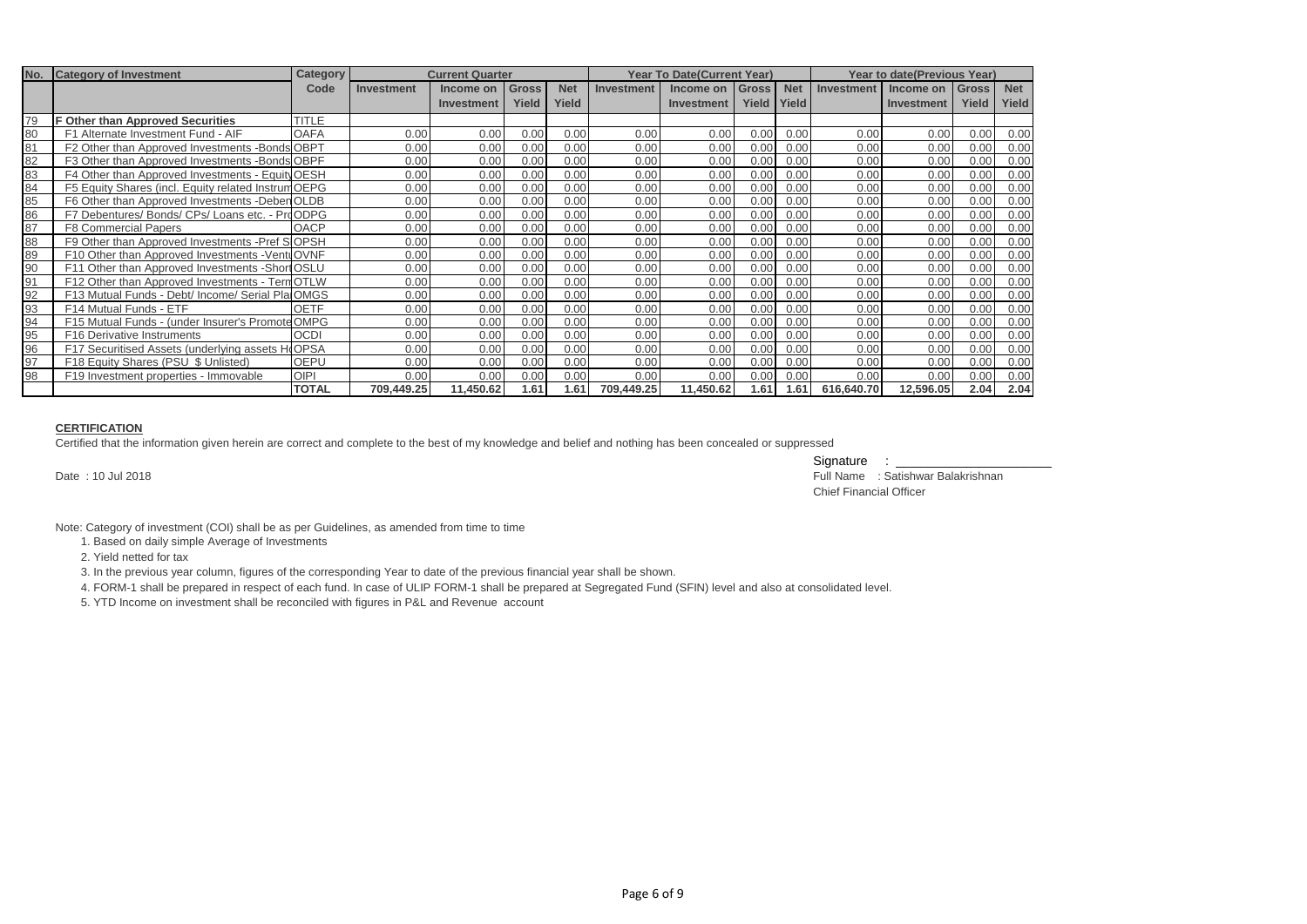| No. | Category of Investment | Category Code | Current Quarter | | | | Year To Date(Current Year) | | | | Year to date(Previous Year) | | | |
|---|---|---|---|---|---|---|---|---|---|---|---|---|---|---|
| | | | Investment | Income on Investment | Gross Yield | Net Yield | Investment | Income on Investment | Gross Yield | Net Yield | Investment | Income on Investment | Gross Yield | Net Yield |
| 79 | **F Other than Approved Securities** | TITLE | | | | | | | | | | | | |
| 80 | F1 Alternate Investment Fund - AIF | OAFA | 0.00 | 0.00 | 0.00 | 0.00 | 0.00 | 0.00 | 0.00 | 0.00 | 0.00 | 0.00 | 0.00 | 0.00 |
| 81 | F2 Other than Approved Investments -Bonds | OBPT | 0.00 | 0.00 | 0.00 | 0.00 | 0.00 | 0.00 | 0.00 | 0.00 | 0.00 | 0.00 | 0.00 | 0.00 |
| 82 | F3 Other than Approved Investments -Bonds | OBPF | 0.00 | 0.00 | 0.00 | 0.00 | 0.00 | 0.00 | 0.00 | 0.00 | 0.00 | 0.00 | 0.00 | 0.00 |
| 83 | F4 Other than Approved Investments - Equity | OESH | 0.00 | 0.00 | 0.00 | 0.00 | 0.00 | 0.00 | 0.00 | 0.00 | 0.00 | 0.00 | 0.00 | 0.00 |
| 84 | F5 Equity Shares (incl. Equity related Instrum | OEPG | 0.00 | 0.00 | 0.00 | 0.00 | 0.00 | 0.00 | 0.00 | 0.00 | 0.00 | 0.00 | 0.00 | 0.00 |
| 85 | F6 Other than Approved Investments -Deben | OLDB | 0.00 | 0.00 | 0.00 | 0.00 | 0.00 | 0.00 | 0.00 | 0.00 | 0.00 | 0.00 | 0.00 | 0.00 |
| 86 | F7 Debentures/ Bonds/ CPs/ Loans etc. - Pro | ODPG | 0.00 | 0.00 | 0.00 | 0.00 | 0.00 | 0.00 | 0.00 | 0.00 | 0.00 | 0.00 | 0.00 | 0.00 |
| 87 | F8 Commercial Papers | OACP | 0.00 | 0.00 | 0.00 | 0.00 | 0.00 | 0.00 | 0.00 | 0.00 | 0.00 | 0.00 | 0.00 | 0.00 |
| 88 | F9 Other than Approved Investments -Pref S | OPSH | 0.00 | 0.00 | 0.00 | 0.00 | 0.00 | 0.00 | 0.00 | 0.00 | 0.00 | 0.00 | 0.00 | 0.00 |
| 89 | F10 Other than Approved Investments -Ventu | OVNF | 0.00 | 0.00 | 0.00 | 0.00 | 0.00 | 0.00 | 0.00 | 0.00 | 0.00 | 0.00 | 0.00 | 0.00 |
| 90 | F11 Other than Approved Investments -Short | OSLU | 0.00 | 0.00 | 0.00 | 0.00 | 0.00 | 0.00 | 0.00 | 0.00 | 0.00 | 0.00 | 0.00 | 0.00 |
| 91 | F12 Other than Approved Investments - Term | OTLW | 0.00 | 0.00 | 0.00 | 0.00 | 0.00 | 0.00 | 0.00 | 0.00 | 0.00 | 0.00 | 0.00 | 0.00 |
| 92 | F13 Mutual Funds - Debt/ Income/ Serial Pla | OMGS | 0.00 | 0.00 | 0.00 | 0.00 | 0.00 | 0.00 | 0.00 | 0.00 | 0.00 | 0.00 | 0.00 | 0.00 |
| 93 | F14 Mutual Funds - ETF | OETF | 0.00 | 0.00 | 0.00 | 0.00 | 0.00 | 0.00 | 0.00 | 0.00 | 0.00 | 0.00 | 0.00 | 0.00 |
| 94 | F15 Mutual Funds - (under Insurer's Promote | OMPG | 0.00 | 0.00 | 0.00 | 0.00 | 0.00 | 0.00 | 0.00 | 0.00 | 0.00 | 0.00 | 0.00 | 0.00 |
| 95 | F16 Derivative Instruments | OCDI | 0.00 | 0.00 | 0.00 | 0.00 | 0.00 | 0.00 | 0.00 | 0.00 | 0.00 | 0.00 | 0.00 | 0.00 |
| 96 | F17 Securitised Assets (underlying assets H | OPSA | 0.00 | 0.00 | 0.00 | 0.00 | 0.00 | 0.00 | 0.00 | 0.00 | 0.00 | 0.00 | 0.00 | 0.00 |
| 97 | F18 Equity Shares (PSU $ Unlisted) | OEPU | 0.00 | 0.00 | 0.00 | 0.00 | 0.00 | 0.00 | 0.00 | 0.00 | 0.00 | 0.00 | 0.00 | 0.00 |
| 98 | F19 Investment properties - Immovable | OIPI | 0.00 | 0.00 | 0.00 | 0.00 | 0.00 | 0.00 | 0.00 | 0.00 | 0.00 | 0.00 | 0.00 | 0.00 |
| | | **TOTAL** | **709,449.25** | **11,450.62** | **1.61** | **1.61** | **709,449.25** | **11,450.62** | **1.61** | **1.61** | **616,640.70** | **12,596.05** | **2.04** | **2.04** |

**CERTIFICATION**

Certified that the information given herein are correct and complete to the best of my knowledge and belief and nothing has been concealed or suppressed

Signature :

Date : 10 Jul 2018

Full Name : Satishwar Balakrishnan
Chief Financial Officer

Note: Category of investment (COI) shall be as per Guidelines, as amended from time to time

1. Based on daily simple Average of Investments
2. Yield netted for tax
3. In the previous year column, figures of the corresponding Year to date of the previous financial year shall be shown.
4. FORM-1 shall be prepared in respect of each fund. In case of ULIP FORM-1 shall be prepared at Segregated Fund (SFIN) level and also at consolidated level.
5. YTD Income on investment shall be reconciled with figures in P&L and Revenue account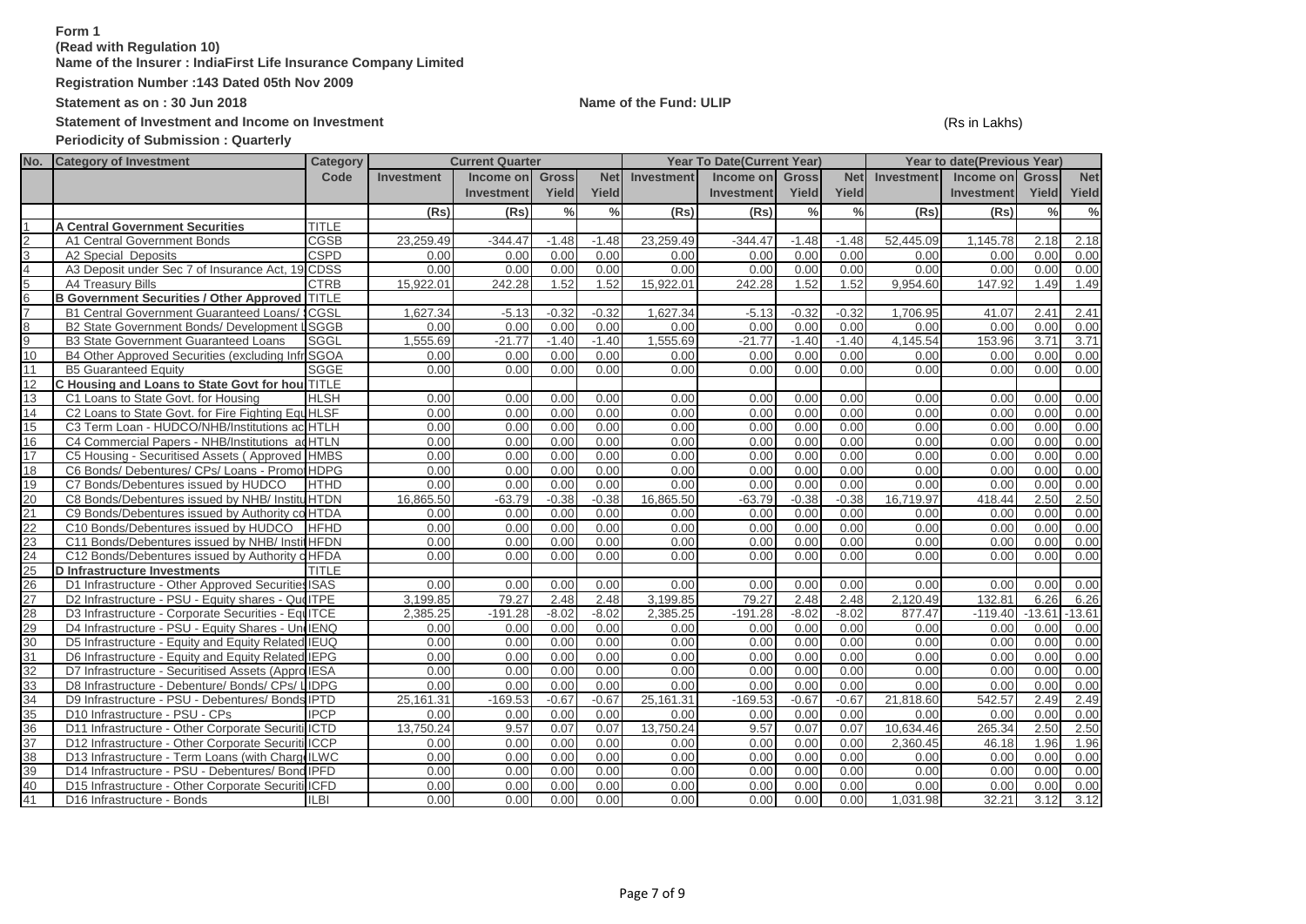**Form 1**

**(Read with Regulation 10)**

**Name of the Insurer : IndiaFirst Life Insurance Company Limited**

**Registration Number :143 Dated 05th Nov 2009**

**Statement as on : 30 Jun 2018** **Name of the Fund: ULIP**

**Statement of Investment and Income on Investment** (Rs in Lakhs)

**Periodicity of Submission : Quarterly**

| No. | Category of Investment | Category Code | Current Quarter | | | | Year To Date(Current Year) | | | | Year to date(Previous Year) | | | |
|---|---|---|---|---|---|---|---|---|---|---|---|---|---|---|
| | | | Investment | Income on Investment | Gross Yield | Net Yield | Investment | Income on Investment | Gross Yield | Net Yield | Investment | Income on Investment | Gross Yield | Net Yield |
| | | | (Rs) | (Rs) | % | % | (Rs) | (Rs) | % | % | (Rs) | (Rs) | % | % |
| 1 | **A Central Government Securities** | TITLE | | | | | | | | | | | | |
| 2 | A1 Central Government Bonds | CGSB | 23,259.49 | -344.47 | -1.48 | -1.48 | 23,259.49 | -344.47 | -1.48 | -1.48 | 52,445.09 | 1,145.78 | 2.18 | 2.18 |
| 3 | A2 Special Deposits | CSPD | 0.00 | 0.00 | 0.00 | 0.00 | 0.00 | 0.00 | 0.00 | 0.00 | 0.00 | 0.00 | 0.00 | 0.00 |
| 4 | A3 Deposit under Sec 7 of Insurance Act, 19 | CDSS | 0.00 | 0.00 | 0.00 | 0.00 | 0.00 | 0.00 | 0.00 | 0.00 | 0.00 | 0.00 | 0.00 | 0.00 |
| 5 | A4 Treasury Bills | CTRB | 15,922.01 | 242.28 | 1.52 | 1.52 | 15,922.01 | 242.28 | 1.52 | 1.52 | 9,954.60 | 147.92 | 1.49 | 1.49 |
| 6 | **B Government Securities / Other Approved** | TITLE | | | | | | | | | | | | |
| 7 | B1 Central Government Guaranteed Loans/ | CGSL | 1,627.34 | -5.13 | -0.32 | -0.32 | 1,627.34 | -5.13 | -0.32 | -0.32 | 1,706.95 | 41.07 | 2.41 | 2.41 |
| 8 | B2 State Government Bonds/ Development | SGGB | 0.00 | 0.00 | 0.00 | 0.00 | 0.00 | 0.00 | 0.00 | 0.00 | 0.00 | 0.00 | 0.00 | 0.00 |
| 9 | B3 State Government Guaranteed Loans | SGGL | 1,555.69 | -21.77 | -1.40 | -1.40 | 1,555.69 | -21.77 | -1.40 | -1.40 | 4,145.54 | 153.96 | 3.71 | 3.71 |
| 10 | B4 Other Approved Securities (excluding Infr | SGOA | 0.00 | 0.00 | 0.00 | 0.00 | 0.00 | 0.00 | 0.00 | 0.00 | 0.00 | 0.00 | 0.00 | 0.00 |
| 11 | B5 Guaranteed Equity | SGGE | 0.00 | 0.00 | 0.00 | 0.00 | 0.00 | 0.00 | 0.00 | 0.00 | 0.00 | 0.00 | 0.00 | 0.00 |
| 12 | **C Housing and Loans to State Govt for hou** | TITLE | | | | | | | | | | | | |
| 13 | C1 Loans to State Govt. for Housing | HLSH | 0.00 | 0.00 | 0.00 | 0.00 | 0.00 | 0.00 | 0.00 | 0.00 | 0.00 | 0.00 | 0.00 | 0.00 |
| 14 | C2 Loans to State Govt. for Fire Fighting Equ | HLSF | 0.00 | 0.00 | 0.00 | 0.00 | 0.00 | 0.00 | 0.00 | 0.00 | 0.00 | 0.00 | 0.00 | 0.00 |
| 15 | C3 Term Loan - HUDCO/NHB/Institutions ac | HTLH | 0.00 | 0.00 | 0.00 | 0.00 | 0.00 | 0.00 | 0.00 | 0.00 | 0.00 | 0.00 | 0.00 | 0.00 |
| 16 | C4 Commercial Papers - NHB/Institutions ac | HTLN | 0.00 | 0.00 | 0.00 | 0.00 | 0.00 | 0.00 | 0.00 | 0.00 | 0.00 | 0.00 | 0.00 | 0.00 |
| 17 | C5 Housing - Securitised Assets ( Approved | HMBS | 0.00 | 0.00 | 0.00 | 0.00 | 0.00 | 0.00 | 0.00 | 0.00 | 0.00 | 0.00 | 0.00 | 0.00 |
| 18 | C6 Bonds/ Debentures/ CPs/ Loans - Promo | HDPG | 0.00 | 0.00 | 0.00 | 0.00 | 0.00 | 0.00 | 0.00 | 0.00 | 0.00 | 0.00 | 0.00 | 0.00 |
| 19 | C7 Bonds/Debentures issued by HUDCO | HTHD | 0.00 | 0.00 | 0.00 | 0.00 | 0.00 | 0.00 | 0.00 | 0.00 | 0.00 | 0.00 | 0.00 | 0.00 |
| 20 | C8 Bonds/Debentures issued by NHB/ Institu | HTDN | 16,865.50 | -63.79 | -0.38 | -0.38 | 16,865.50 | -63.79 | -0.38 | -0.38 | 16,719.97 | 418.44 | 2.50 | 2.50 |
| 21 | C9 Bonds/Debentures issued by Authority co | HTDA | 0.00 | 0.00 | 0.00 | 0.00 | 0.00 | 0.00 | 0.00 | 0.00 | 0.00 | 0.00 | 0.00 | 0.00 |
| 22 | C10 Bonds/Debentures issued by HUDCO | HFHD | 0.00 | 0.00 | 0.00 | 0.00 | 0.00 | 0.00 | 0.00 | 0.00 | 0.00 | 0.00 | 0.00 | 0.00 |
| 23 | C11 Bonds/Debentures issued by NHB/ Insti | HFDN | 0.00 | 0.00 | 0.00 | 0.00 | 0.00 | 0.00 | 0.00 | 0.00 | 0.00 | 0.00 | 0.00 | 0.00 |
| 24 | C12 Bonds/Debentures issued by Authority c | HFDA | 0.00 | 0.00 | 0.00 | 0.00 | 0.00 | 0.00 | 0.00 | 0.00 | 0.00 | 0.00 | 0.00 | 0.00 |
| 25 | **D Infrastructure Investments** | TITLE | | | | | | | | | | | | |
| 26 | D1 Infrastructure - Other Approved Securities | ISAS | 0.00 | 0.00 | 0.00 | 0.00 | 0.00 | 0.00 | 0.00 | 0.00 | 0.00 | 0.00 | 0.00 | 0.00 |
| 27 | D2 Infrastructure - PSU - Equity shares - Quo | ITPE | 3,199.85 | 79.27 | 2.48 | 2.48 | 3,199.85 | 79.27 | 2.48 | 2.48 | 2,120.49 | 132.81 | 6.26 | 6.26 |
| 28 | D3 Infrastructure - Corporate Securities - Eq | ITCE | 2,385.25 | -191.28 | -8.02 | -8.02 | 2,385.25 | -191.28 | -8.02 | -8.02 | 877.47 | -119.40 | -13.61 | -13.61 |
| 29 | D4 Infrastructure - PSU - Equity Shares - Un | IENQ | 0.00 | 0.00 | 0.00 | 0.00 | 0.00 | 0.00 | 0.00 | 0.00 | 0.00 | 0.00 | 0.00 | 0.00 |
| 30 | D5 Infrastructure - Equity and Equity Related | IEUQ | 0.00 | 0.00 | 0.00 | 0.00 | 0.00 | 0.00 | 0.00 | 0.00 | 0.00 | 0.00 | 0.00 | 0.00 |
| 31 | D6 Infrastructure - Equity and Equity Related | IEPG | 0.00 | 0.00 | 0.00 | 0.00 | 0.00 | 0.00 | 0.00 | 0.00 | 0.00 | 0.00 | 0.00 | 0.00 |
| 32 | D7 Infrastructure - Securitised Assets (Appro | IESA | 0.00 | 0.00 | 0.00 | 0.00 | 0.00 | 0.00 | 0.00 | 0.00 | 0.00 | 0.00 | 0.00 | 0.00 |
| 33 | D8 Infrastructure - Debenture/ Bonds/ CPs/ L | IDPG | 0.00 | 0.00 | 0.00 | 0.00 | 0.00 | 0.00 | 0.00 | 0.00 | 0.00 | 0.00 | 0.00 | 0.00 |
| 34 | D9 Infrastructure - PSU - Debentures/ Bonds | IPTD | 25,161.31 | -169.53 | -0.67 | -0.67 | 25,161.31 | -169.53 | -0.67 | -0.67 | 21,818.60 | 542.57 | 2.49 | 2.49 |
| 35 | D10 Infrastructure - PSU - CPs | IPCP | 0.00 | 0.00 | 0.00 | 0.00 | 0.00 | 0.00 | 0.00 | 0.00 | 0.00 | 0.00 | 0.00 | 0.00 |
| 36 | D11 Infrastructure - Other Corporate Securiti | ICTD | 13,750.24 | 9.57 | 0.07 | 0.07 | 13,750.24 | 9.57 | 0.07 | 0.07 | 10,634.46 | 265.34 | 2.50 | 2.50 |
| 37 | D12 Infrastructure - Other Corporate Securiti | ICCP | 0.00 | 0.00 | 0.00 | 0.00 | 0.00 | 0.00 | 0.00 | 0.00 | 2,360.45 | 46.18 | 1.96 | 1.96 |
| 38 | D13 Infrastructure - Term Loans (with Charg | ILWC | 0.00 | 0.00 | 0.00 | 0.00 | 0.00 | 0.00 | 0.00 | 0.00 | 0.00 | 0.00 | 0.00 | 0.00 |
| 39 | D14 Infrastructure - PSU - Debentures/ Bond | IPFD | 0.00 | 0.00 | 0.00 | 0.00 | 0.00 | 0.00 | 0.00 | 0.00 | 0.00 | 0.00 | 0.00 | 0.00 |
| 40 | D15 Infrastructure - Other Corporate Securiti | ICFD | 0.00 | 0.00 | 0.00 | 0.00 | 0.00 | 0.00 | 0.00 | 0.00 | 0.00 | 0.00 | 0.00 | 0.00 |
| 41 | D16 Infrastructure - Bonds | ILBI | 0.00 | 0.00 | 0.00 | 0.00 | 0.00 | 0.00 | 0.00 | 0.00 | 1,031.98 | 32.21 | 3.12 | 3.12 |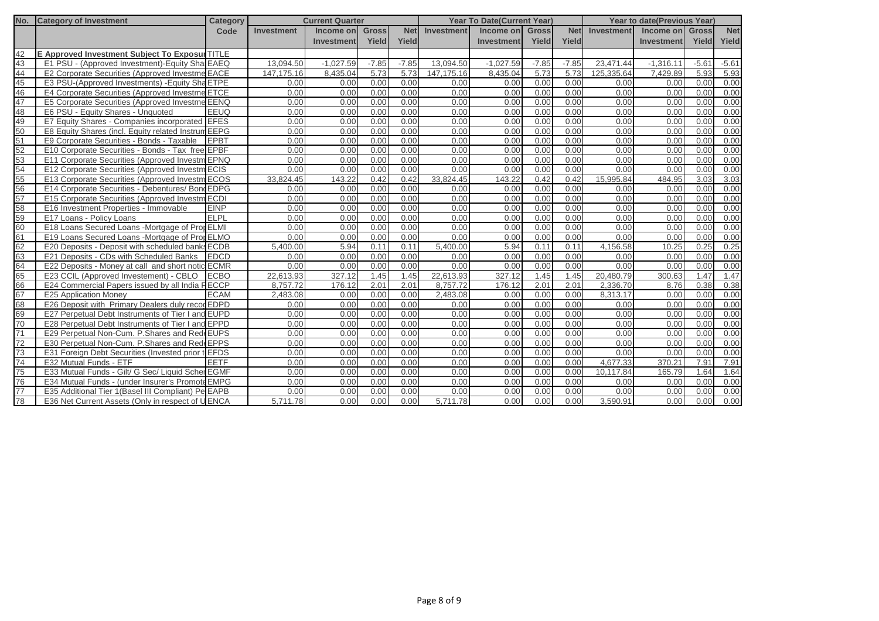| No. | Category of Investment | Category Code | Current Quarter | | | | Year To Date(Current Year) | | | | Year to date(Previous Year) | | | |
|---|---|---|---|---|---|---|---|---|---|---|---|---|---|---|
| | | | Investment | Income on Investment | Gross Yield | Net Yield | Investment | Income on Investment | Gross Yield | Net Yield | Investment | Income on Investment | Gross Yield | Net Yield |
| 42 | E Approved Investment Subject To Exposu | TITLE | | | | | | | | | | | | |
| 43 | E1 PSU - (Approved Investment)-Equity Sha | EAEQ | 13,094.50 | -1,027.59 | -7.85 | -7.85 | 13,094.50 | -1,027.59 | -7.85 | -7.85 | 23,471.44 | -1,316.11 | -5.61 | -5.61 |
| 44 | E2 Corporate Securities (Approved Investme | EACE | 147,175.16 | 8,435.04 | 5.73 | 5.73 | 147,175.16 | 8,435.04 | 5.73 | 5.73 | 125,335.64 | 7,429.89 | 5.93 | 5.93 |
| 45 | E3 PSU-(Approved Investments) -Equity Sha | ETPE | 0.00 | 0.00 | 0.00 | 0.00 | 0.00 | 0.00 | 0.00 | 0.00 | 0.00 | 0.00 | 0.00 | 0.00 |
| 46 | E4 Corporate Securities (Approved Investme | ETCE | 0.00 | 0.00 | 0.00 | 0.00 | 0.00 | 0.00 | 0.00 | 0.00 | 0.00 | 0.00 | 0.00 | 0.00 |
| 47 | E5 Corporate Securities (Approved Investme | EENQ | 0.00 | 0.00 | 0.00 | 0.00 | 0.00 | 0.00 | 0.00 | 0.00 | 0.00 | 0.00 | 0.00 | 0.00 |
| 48 | E6 PSU - Equity Shares - Unquoted | EEUQ | 0.00 | 0.00 | 0.00 | 0.00 | 0.00 | 0.00 | 0.00 | 0.00 | 0.00 | 0.00 | 0.00 | 0.00 |
| 49 | E7 Equity Shares - Companies incorporated | EFES | 0.00 | 0.00 | 0.00 | 0.00 | 0.00 | 0.00 | 0.00 | 0.00 | 0.00 | 0.00 | 0.00 | 0.00 |
| 50 | E8 Equity Shares (incl. Equity related Instrum | EEPG | 0.00 | 0.00 | 0.00 | 0.00 | 0.00 | 0.00 | 0.00 | 0.00 | 0.00 | 0.00 | 0.00 | 0.00 |
| 51 | E9 Corporate Securities - Bonds - Taxable | EPBT | 0.00 | 0.00 | 0.00 | 0.00 | 0.00 | 0.00 | 0.00 | 0.00 | 0.00 | 0.00 | 0.00 | 0.00 |
| 52 | E10 Corporate Securities - Bonds - Tax free | EPBF | 0.00 | 0.00 | 0.00 | 0.00 | 0.00 | 0.00 | 0.00 | 0.00 | 0.00 | 0.00 | 0.00 | 0.00 |
| 53 | E11 Corporate Securities (Approved Investm | EPNQ | 0.00 | 0.00 | 0.00 | 0.00 | 0.00 | 0.00 | 0.00 | 0.00 | 0.00 | 0.00 | 0.00 | 0.00 |
| 54 | E12 Corporate Securities (Approved Investm | ECIS | 0.00 | 0.00 | 0.00 | 0.00 | 0.00 | 0.00 | 0.00 | 0.00 | 0.00 | 0.00 | 0.00 | 0.00 |
| 55 | E13 Corporate Securities (Approved Investm | ECOS | 33,824.45 | 143.22 | 0.42 | 0.42 | 33,824.45 | 143.22 | 0.42 | 0.42 | 15,995.84 | 484.95 | 3.03 | 3.03 |
| 56 | E14 Corporate Securities - Debentures/ Bond | EDPG | 0.00 | 0.00 | 0.00 | 0.00 | 0.00 | 0.00 | 0.00 | 0.00 | 0.00 | 0.00 | 0.00 | 0.00 |
| 57 | E15 Corporate Securities (Approved Investm | ECDI | 0.00 | 0.00 | 0.00 | 0.00 | 0.00 | 0.00 | 0.00 | 0.00 | 0.00 | 0.00 | 0.00 | 0.00 |
| 58 | E16 Investment Properties - Immovable | EINP | 0.00 | 0.00 | 0.00 | 0.00 | 0.00 | 0.00 | 0.00 | 0.00 | 0.00 | 0.00 | 0.00 | 0.00 |
| 59 | E17 Loans - Policy Loans | ELPL | 0.00 | 0.00 | 0.00 | 0.00 | 0.00 | 0.00 | 0.00 | 0.00 | 0.00 | 0.00 | 0.00 | 0.00 |
| 60 | E18 Loans Secured Loans -Mortgage of Pro | ELMI | 0.00 | 0.00 | 0.00 | 0.00 | 0.00 | 0.00 | 0.00 | 0.00 | 0.00 | 0.00 | 0.00 | 0.00 |
| 61 | E19 Loans Secured Loans -Mortgage of Pro | ELMO | 0.00 | 0.00 | 0.00 | 0.00 | 0.00 | 0.00 | 0.00 | 0.00 | 0.00 | 0.00 | 0.00 | 0.00 |
| 62 | E20 Deposits - Deposit with scheduled banks | ECDB | 5,400.00 | 5.94 | 0.11 | 0.11 | 5,400.00 | 5.94 | 0.11 | 0.11 | 4,156.58 | 10.25 | 0.25 | 0.25 |
| 63 | E21 Deposits - CDs with Scheduled Banks | EDCD | 0.00 | 0.00 | 0.00 | 0.00 | 0.00 | 0.00 | 0.00 | 0.00 | 0.00 | 0.00 | 0.00 | 0.00 |
| 64 | E22 Deposits - Money at call and short notic | ECMR | 0.00 | 0.00 | 0.00 | 0.00 | 0.00 | 0.00 | 0.00 | 0.00 | 0.00 | 0.00 | 0.00 | 0.00 |
| 65 | E23 CCIL (Approved Investement) - CBLO | ECBO | 22,613.93 | 327.12 | 1.45 | 1.45 | 22,613.93 | 327.12 | 1.45 | 1.45 | 20,480.79 | 300.63 | 1.47 | 1.47 |
| 66 | E24 Commercial Papers issued by all India F | ECCP | 8,757.72 | 176.12 | 2.01 | 2.01 | 8,757.72 | 176.12 | 2.01 | 2.01 | 2,336.70 | 8.76 | 0.38 | 0.38 |
| 67 | E25 Application Money | ECAM | 2,483.08 | 0.00 | 0.00 | 0.00 | 2,483.08 | 0.00 | 0.00 | 0.00 | 8,313.17 | 0.00 | 0.00 | 0.00 |
| 68 | E26 Deposit with Primary Dealers duly recog | EDPD | 0.00 | 0.00 | 0.00 | 0.00 | 0.00 | 0.00 | 0.00 | 0.00 | 0.00 | 0.00 | 0.00 | 0.00 |
| 69 | E27 Perpetual Debt Instruments of Tier I and | EUPD | 0.00 | 0.00 | 0.00 | 0.00 | 0.00 | 0.00 | 0.00 | 0.00 | 0.00 | 0.00 | 0.00 | 0.00 |
| 70 | E28 Perpetual Debt Instruments of Tier I and | EPPD | 0.00 | 0.00 | 0.00 | 0.00 | 0.00 | 0.00 | 0.00 | 0.00 | 0.00 | 0.00 | 0.00 | 0.00 |
| 71 | E29 Perpetual Non-Cum. P.Shares and Red | EUPS | 0.00 | 0.00 | 0.00 | 0.00 | 0.00 | 0.00 | 0.00 | 0.00 | 0.00 | 0.00 | 0.00 | 0.00 |
| 72 | E30 Perpetual Non-Cum. P.Shares and Red | EPPS | 0.00 | 0.00 | 0.00 | 0.00 | 0.00 | 0.00 | 0.00 | 0.00 | 0.00 | 0.00 | 0.00 | 0.00 |
| 73 | E31 Foreign Debt Securities (Invested prior t | EFDS | 0.00 | 0.00 | 0.00 | 0.00 | 0.00 | 0.00 | 0.00 | 0.00 | 0.00 | 0.00 | 0.00 | 0.00 |
| 74 | E32 Mutual Funds - ETF | EETF | 0.00 | 0.00 | 0.00 | 0.00 | 0.00 | 0.00 | 0.00 | 0.00 | 4,677.33 | 370.21 | 7.91 | 7.91 |
| 75 | E33 Mutual Funds - Gilt/ G Sec/ Liquid Schei | EGMF | 0.00 | 0.00 | 0.00 | 0.00 | 0.00 | 0.00 | 0.00 | 0.00 | 10,117.84 | 165.79 | 1.64 | 1.64 |
| 76 | E34 Mutual Funds - (under Insurer's Promote | EMPG | 0.00 | 0.00 | 0.00 | 0.00 | 0.00 | 0.00 | 0.00 | 0.00 | 0.00 | 0.00 | 0.00 | 0.00 |
| 77 | E35 Additional Tier 1(Basel III Compliant) Pe | EAPB | 0.00 | 0.00 | 0.00 | 0.00 | 0.00 | 0.00 | 0.00 | 0.00 | 0.00 | 0.00 | 0.00 | 0.00 |
| 78 | E36 Net Current Assets (Only in respect of U | ENCA | 5,711.78 | 0.00 | 0.00 | 0.00 | 5,711.78 | 0.00 | 0.00 | 0.00 | 3,590.91 | 0.00 | 0.00 | 0.00 |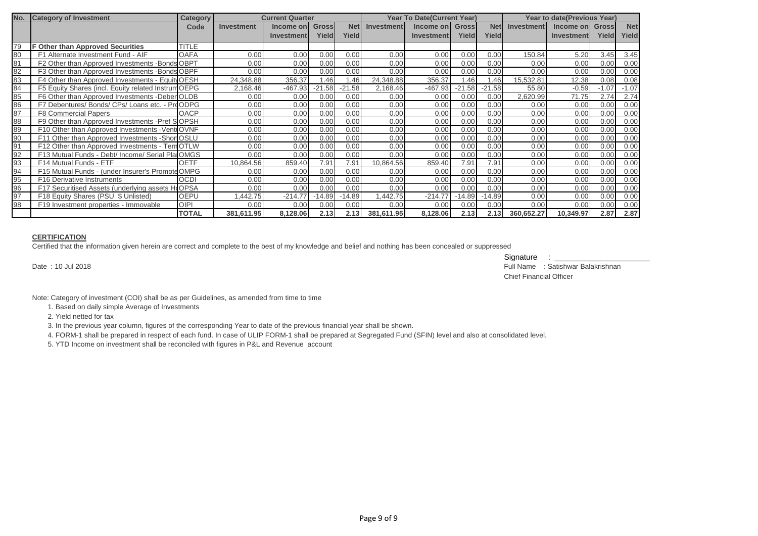| No. | Category of Investment | Category Code | Current Quarter | | | | Year To Date(Current Year) | | | | Year to date(Previous Year) | | | |
|---|---|---|---|---|---|---|---|---|---|---|---|---|---|---|
| | | | Investment | Income on Investment | Gross Yield | Net Yield | Investment | Income on Investment | Gross Yield | Net Yield | Investment | Income on Investment | Gross Yield | Net Yield |
| 79 | F Other than Approved Securities | TITLE | | | | | | | | | | | | |
| 80 | F1 Alternate Investment Fund - AIF | OAFA | 0.00 | 0.00 | 0.00 | 0.00 | 0.00 | 0.00 | 0.00 | 0.00 | 150.84 | 5.20 | 3.45 | 3.45 |
| 81 | F2 Other than Approved Investments -Bonds | OBPT | 0.00 | 0.00 | 0.00 | 0.00 | 0.00 | 0.00 | 0.00 | 0.00 | 0.00 | 0.00 | 0.00 | 0.00 |
| 82 | F3 Other than Approved Investments -Bonds | OBPF | 0.00 | 0.00 | 0.00 | 0.00 | 0.00 | 0.00 | 0.00 | 0.00 | 0.00 | 0.00 | 0.00 | 0.00 |
| 83 | F4 Other than Approved Investments - Equity | OESH | 24,348.88 | 356.37 | 1.46 | 1.46 | 24,348.88 | 356.37 | 1.46 | 1.46 | 15,532.81 | 12.38 | 0.08 | 0.08 |
| 84 | F5 Equity Shares (incl. Equity related Instrum | OEPG | 2,168.46 | -467.93 | -21.58 | -21.58 | 2,168.46 | -467.93 | -21.58 | -21.58 | 55.80 | -0.59 | -1.07 | -1.07 |
| 85 | F6 Other than Approved Investments -Deber | OLDB | 0.00 | 0.00 | 0.00 | 0.00 | 0.00 | 0.00 | 0.00 | 0.00 | 2,620.99 | 71.75 | 2.74 | 2.74 |
| 86 | F7 Debentures/ Bonds/ CPs/ Loans etc. - Pr | ODPG | 0.00 | 0.00 | 0.00 | 0.00 | 0.00 | 0.00 | 0.00 | 0.00 | 0.00 | 0.00 | 0.00 | 0.00 |
| 87 | F8 Commercial Papers | OACP | 0.00 | 0.00 | 0.00 | 0.00 | 0.00 | 0.00 | 0.00 | 0.00 | 0.00 | 0.00 | 0.00 | 0.00 |
| 88 | F9 Other than Approved Investments -Pref S | OPSH | 0.00 | 0.00 | 0.00 | 0.00 | 0.00 | 0.00 | 0.00 | 0.00 | 0.00 | 0.00 | 0.00 | 0.00 |
| 89 | F10 Other than Approved Investments -Vent | OVNF | 0.00 | 0.00 | 0.00 | 0.00 | 0.00 | 0.00 | 0.00 | 0.00 | 0.00 | 0.00 | 0.00 | 0.00 |
| 90 | F11 Other than Approved Investments -Shor | OSLU | 0.00 | 0.00 | 0.00 | 0.00 | 0.00 | 0.00 | 0.00 | 0.00 | 0.00 | 0.00 | 0.00 | 0.00 |
| 91 | F12 Other than Approved Investments - Term | OTLW | 0.00 | 0.00 | 0.00 | 0.00 | 0.00 | 0.00 | 0.00 | 0.00 | 0.00 | 0.00 | 0.00 | 0.00 |
| 92 | F13 Mutual Funds - Debt/ Income/ Serial Pla | OMGS | 0.00 | 0.00 | 0.00 | 0.00 | 0.00 | 0.00 | 0.00 | 0.00 | 0.00 | 0.00 | 0.00 | 0.00 |
| 93 | F14 Mutual Funds - ETF | OETF | 10,864.56 | 859.40 | 7.91 | 7.91 | 10,864.56 | 859.40 | 7.91 | 7.91 | 0.00 | 0.00 | 0.00 | 0.00 |
| 94 | F15 Mutual Funds - (under Insurer's Promote | OMPG | 0.00 | 0.00 | 0.00 | 0.00 | 0.00 | 0.00 | 0.00 | 0.00 | 0.00 | 0.00 | 0.00 | 0.00 |
| 95 | F16 Derivative Instruments | OCDI | 0.00 | 0.00 | 0.00 | 0.00 | 0.00 | 0.00 | 0.00 | 0.00 | 0.00 | 0.00 | 0.00 | 0.00 |
| 96 | F17 Securitised Assets (underlying assets H | OPSA | 0.00 | 0.00 | 0.00 | 0.00 | 0.00 | 0.00 | 0.00 | 0.00 | 0.00 | 0.00 | 0.00 | 0.00 |
| 97 | F18 Equity Shares (PSU $ Unlisted) | OEPU | 1,442.75 | -214.77 | -14.89 | -14.89 | 1,442.75 | -214.77 | -14.89 | -14.89 | 0.00 | 0.00 | 0.00 | 0.00 |
| 98 | F19 Investment properties - Immovable | OIPI | 0.00 | 0.00 | 0.00 | 0.00 | 0.00 | 0.00 | 0.00 | 0.00 | 0.00 | 0.00 | 0.00 | 0.00 |
| | | TOTAL | 381,611.95 | 8,128.06 | 2.13 | 2.13 | 381,611.95 | 8,128.06 | 2.13 | 2.13 | 360,652.27 | 10,349.97 | 2.87 | 2.87 |

**CERTIFICATION**

Certified that the information given herein are correct and complete to the best of my knowledge and belief and nothing has been concealed or suppressed

Date : 10 Jul 2018

Signature : ____________________

Full Name : Satishwar Balakrishnan

Chief Financial Officer

Note: Category of investment (COI) shall be as per Guidelines, as amended from time to time

1. Based on daily simple Average of Investments
2. Yield netted for tax
3. In the previous year column, figures of the corresponding Year to date of the previous financial year shall be shown.
4. FORM-1 shall be prepared in respect of each fund. In case of ULIP FORM-1 shall be prepared at Segregated Fund (SFIN) level and also at consolidated level.
5. YTD Income on investment shall be reconciled with figures in P&L and Revenue account